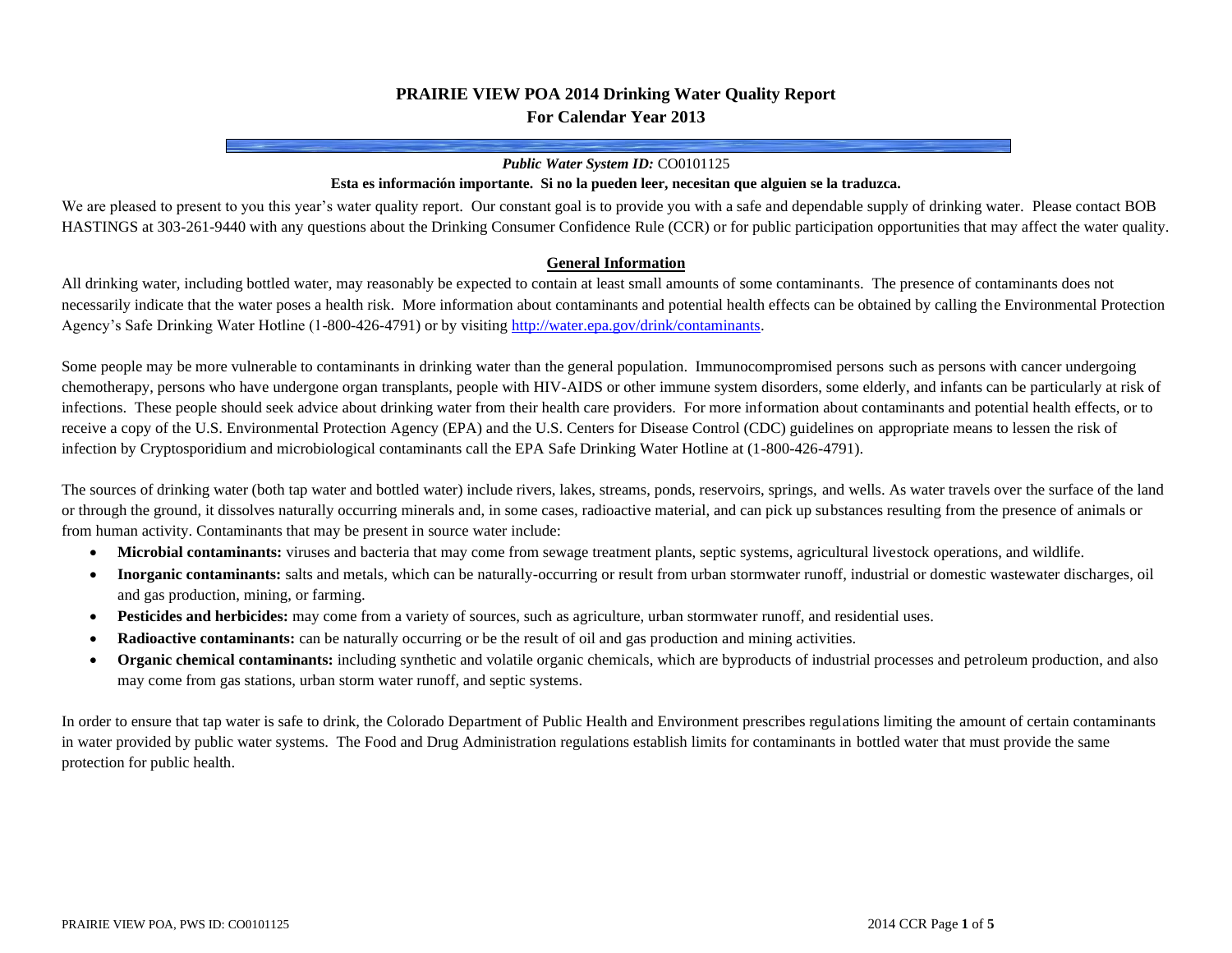# PRAIRIE VIEW POA 2014 Drinking Water Quality Report
## For Calendar Year 2013

***Public Water System ID:*** CO0101125

**Esta es información importante. Si no la pueden leer, necesitan que alguien se la traduzca.**

We are pleased to present to you this year's water quality report. Our constant goal is to provide you with a safe and dependable supply of drinking water. Please contact BOB HASTINGS at 303-261-9440 with any questions about the Drinking Consumer Confidence Rule (CCR) or for public participation opportunities that may affect the water quality.

### General Information

All drinking water, including bottled water, may reasonably be expected to contain at least small amounts of some contaminants. The presence of contaminants does not necessarily indicate that the water poses a health risk. More information about contaminants and potential health effects can be obtained by calling the Environmental Protection Agency's Safe Drinking Water Hotline (1-800-426-4791) or by visiting http://water.epa.gov/drink/contaminants.

Some people may be more vulnerable to contaminants in drinking water than the general population. Immunocompromised persons such as persons with cancer undergoing chemotherapy, persons who have undergone organ transplants, people with HIV-AIDS or other immune system disorders, some elderly, and infants can be particularly at risk of infections. These people should seek advice about drinking water from their health care providers. For more information about contaminants and potential health effects, or to receive a copy of the U.S. Environmental Protection Agency (EPA) and the U.S. Centers for Disease Control (CDC) guidelines on appropriate means to lessen the risk of infection by Cryptosporidium and microbiological contaminants call the EPA Safe Drinking Water Hotline at (1-800-426-4791).

The sources of drinking water (both tap water and bottled water) include rivers, lakes, streams, ponds, reservoirs, springs, and wells. As water travels over the surface of the land or through the ground, it dissolves naturally occurring minerals and, in some cases, radioactive material, and can pick up substances resulting from the presence of animals or from human activity. Contaminants that may be present in source water include:

- **Microbial contaminants:** viruses and bacteria that may come from sewage treatment plants, septic systems, agricultural livestock operations, and wildlife.
- **Inorganic contaminants:** salts and metals, which can be naturally-occurring or result from urban stormwater runoff, industrial or domestic wastewater discharges, oil and gas production, mining, or farming.
- **Pesticides and herbicides:** may come from a variety of sources, such as agriculture, urban stormwater runoff, and residential uses.
- **Radioactive contaminants:** can be naturally occurring or be the result of oil and gas production and mining activities.
- **Organic chemical contaminants:** including synthetic and volatile organic chemicals, which are byproducts of industrial processes and petroleum production, and also may come from gas stations, urban storm water runoff, and septic systems.

In order to ensure that tap water is safe to drink, the Colorado Department of Public Health and Environment prescribes regulations limiting the amount of certain contaminants in water provided by public water systems. The Food and Drug Administration regulations establish limits for contaminants in bottled water that must provide the same protection for public health.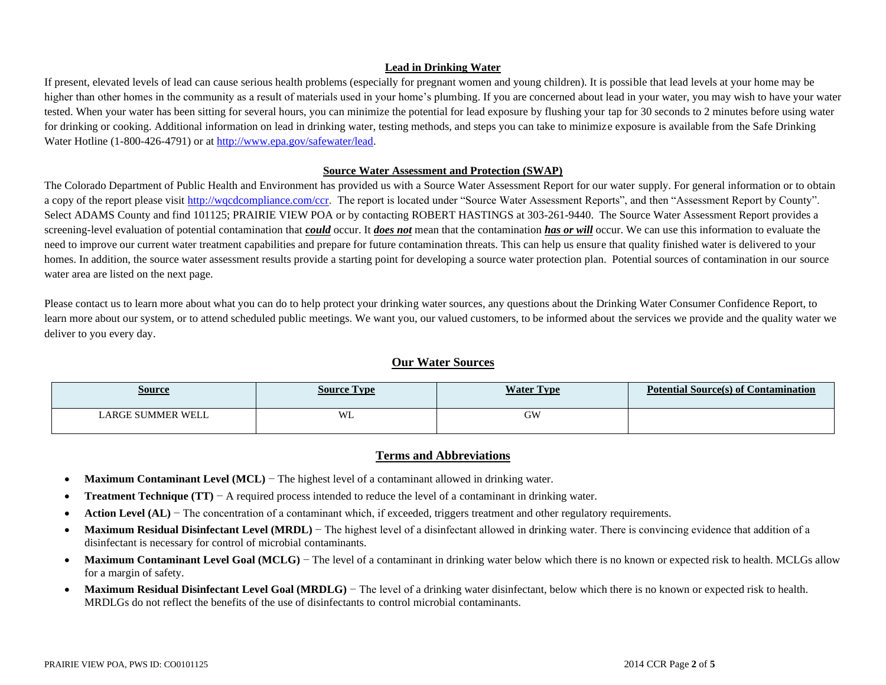## Lead in Drinking Water

If present, elevated levels of lead can cause serious health problems (especially for pregnant women and young children). It is possible that lead levels at your home may be higher than other homes in the community as a result of materials used in your home's plumbing. If you are concerned about lead in your water, you may wish to have your water tested. When your water has been sitting for several hours, you can minimize the potential for lead exposure by flushing your tap for 30 seconds to 2 minutes before using water for drinking or cooking. Additional information on lead in drinking water, testing methods, and steps you can take to minimize exposure is available from the Safe Drinking Water Hotline (1-800-426-4791) or at http://www.epa.gov/safewater/lead.

## Source Water Assessment and Protection (SWAP)

The Colorado Department of Public Health and Environment has provided us with a Source Water Assessment Report for our water supply. For general information or to obtain a copy of the report please visit http://wqcdcompliance.com/ccr. The report is located under "Source Water Assessment Reports", and then "Assessment Report by County". Select ADAMS County and find 101125; PRAIRIE VIEW POA or by contacting ROBERT HASTINGS at 303-261-9440. The Source Water Assessment Report provides a screening-level evaluation of potential contamination that ***could*** occur. It ***does not*** mean that the contamination ***has or will*** occur. We can use this information to evaluate the need to improve our current water treatment capabilities and prepare for future contamination threats. This can help us ensure that quality finished water is delivered to your homes. In addition, the source water assessment results provide a starting point for developing a source water protection plan. Potential sources of contamination in our source water area are listed on the next page.

Please contact us to learn more about what you can do to help protect your drinking water sources, any questions about the Drinking Water Consumer Confidence Report, to learn more about our system, or to attend scheduled public meetings. We want you, our valued customers, to be informed about the services we provide and the quality water we deliver to you every day.

## Our Water Sources

| Source | Source Type | Water Type | Potential Source(s) of Contamination |
|---|---|---|---|
| LARGE SUMMER WELL | WL | GW | |

## Terms and Abbreviations

- **Maximum Contaminant Level (MCL)** − The highest level of a contaminant allowed in drinking water.
- **Treatment Technique (TT)** − A required process intended to reduce the level of a contaminant in drinking water.
- **Action Level (AL)** − The concentration of a contaminant which, if exceeded, triggers treatment and other regulatory requirements.
- **Maximum Residual Disinfectant Level (MRDL)** − The highest level of a disinfectant allowed in drinking water. There is convincing evidence that addition of a disinfectant is necessary for control of microbial contaminants.
- **Maximum Contaminant Level Goal (MCLG)** − The level of a contaminant in drinking water below which there is no known or expected risk to health. MCLGs allow for a margin of safety.
- **Maximum Residual Disinfectant Level Goal (MRDLG)** − The level of a drinking water disinfectant, below which there is no known or expected risk to health. MRDLGs do not reflect the benefits of the use of disinfectants to control microbial contaminants.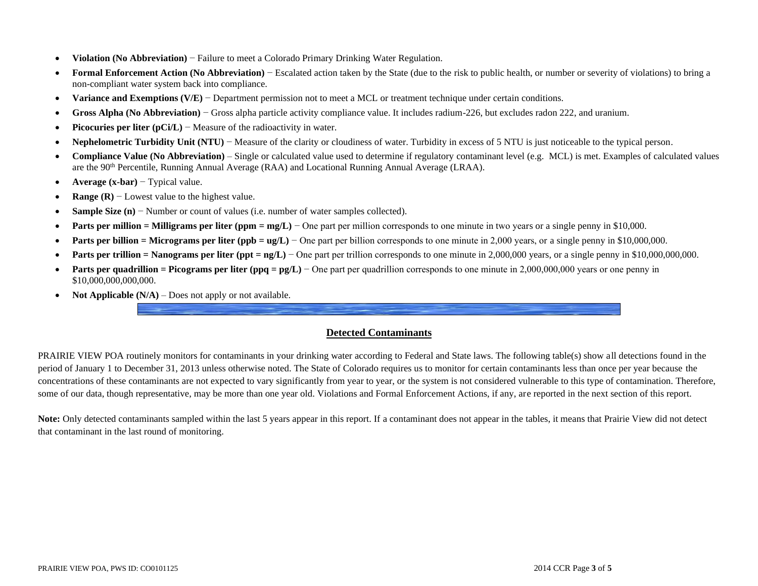- **Violation (No Abbreviation)** − Failure to meet a Colorado Primary Drinking Water Regulation.
- **Formal Enforcement Action (No Abbreviation)** − Escalated action taken by the State (due to the risk to public health, or number or severity of violations) to bring a non-compliant water system back into compliance.
- **Variance and Exemptions (V/E)** − Department permission not to meet a MCL or treatment technique under certain conditions.
- **Gross Alpha (No Abbreviation)** − Gross alpha particle activity compliance value. It includes radium-226, but excludes radon 222, and uranium.
- **Picocuries per liter (pCi/L)** − Measure of the radioactivity in water.
- **Nephelometric Turbidity Unit (NTU)** − Measure of the clarity or cloudiness of water. Turbidity in excess of 5 NTU is just noticeable to the typical person.
- **Compliance Value (No Abbreviation)** – Single or calculated value used to determine if regulatory contaminant level (e.g. MCL) is met. Examples of calculated values are the 90th Percentile, Running Annual Average (RAA) and Locational Running Annual Average (LRAA).
- **Average (x-bar)** − Typical value.
- **Range (R)** − Lowest value to the highest value.
- **Sample Size (n)** − Number or count of values (i.e. number of water samples collected).
- **Parts per million = Milligrams per liter (ppm = mg/L)** − One part per million corresponds to one minute in two years or a single penny in $10,000.
- **Parts per billion = Micrograms per liter (ppb = ug/L)** − One part per billion corresponds to one minute in 2,000 years, or a single penny in $10,000,000.
- **Parts per trillion = Nanograms per liter (ppt = ng/L)** − One part per trillion corresponds to one minute in 2,000,000 years, or a single penny in $10,000,000,000.
- **Parts per quadrillion = Picograms per liter (ppq = pg/L)** − One part per quadrillion corresponds to one minute in 2,000,000,000 years or one penny in $10,000,000,000,000.
- **Not Applicable (N/A)** – Does not apply or not available.

## Detected Contaminants

PRAIRIE VIEW POA routinely monitors for contaminants in your drinking water according to Federal and State laws. The following table(s) show all detections found in the period of January 1 to December 31, 2013 unless otherwise noted. The State of Colorado requires us to monitor for certain contaminants less than once per year because the concentrations of these contaminants are not expected to vary significantly from year to year, or the system is not considered vulnerable to this type of contamination. Therefore, some of our data, though representative, may be more than one year old. Violations and Formal Enforcement Actions, if any, are reported in the next section of this report.

**Note:** Only detected contaminants sampled within the last 5 years appear in this report. If a contaminant does not appear in the tables, it means that Prairie View did not detect that contaminant in the last round of monitoring.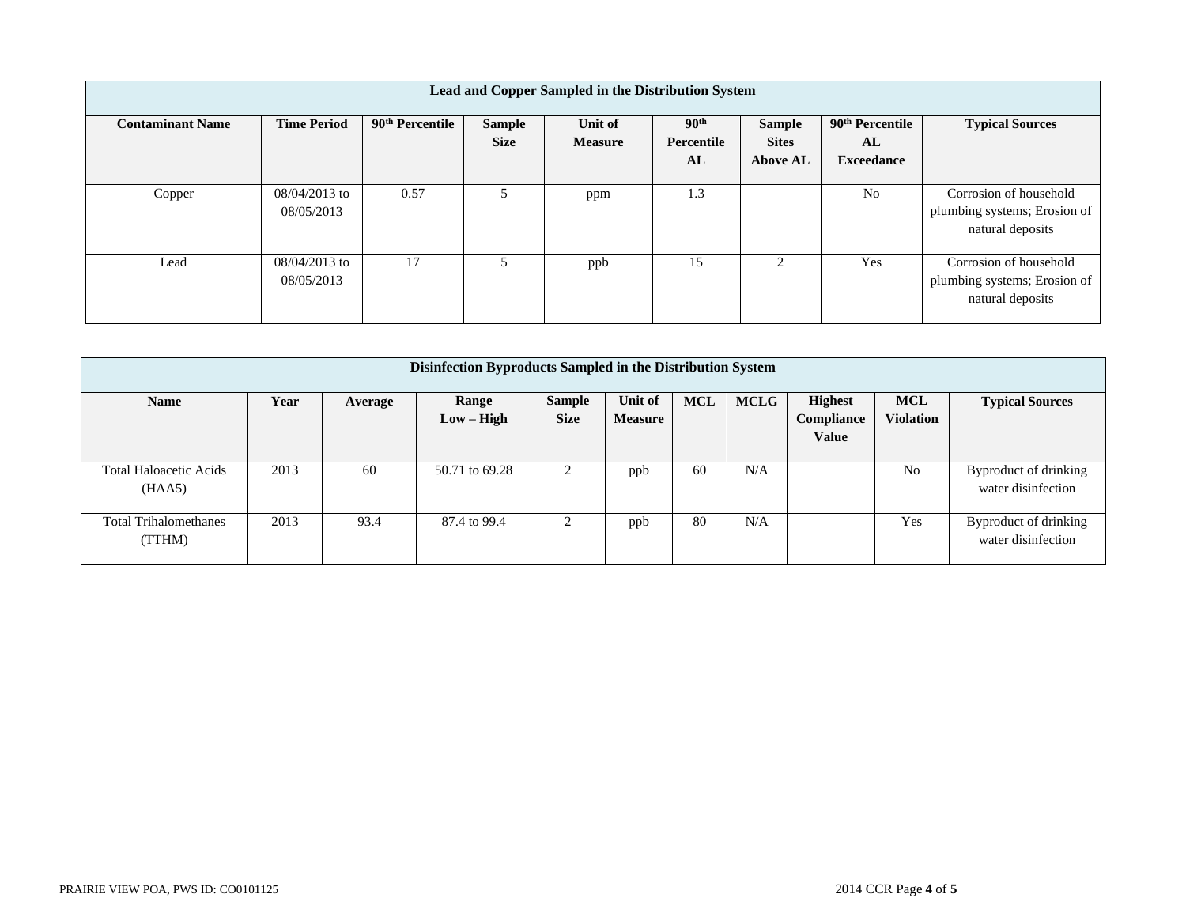| Lead and Copper Sampled in the Distribution System | | | | | | | | |
|---|---|---|---|---|---|---|---|---|
| **Contaminant Name** | **Time Period** | **90th Percentile** | **Sample Size** | **Unit of Measure** | **90th Percentile AL** | **Sample Sites Above AL** | **90th Percentile AL Exceedance** | **Typical Sources** |
| Copper | 08/04/2013 to 08/05/2013 | 0.57 | 5 | ppm | 1.3 | | No | Corrosion of household plumbing systems; Erosion of natural deposits |
| Lead | 08/04/2013 to 08/05/2013 | 17 | 5 | ppb | 15 | 2 | Yes | Corrosion of household plumbing systems; Erosion of natural deposits |

| Disinfection Byproducts Sampled in the Distribution System | | | | | | | | | | |
|---|---|---|---|---|---|---|---|---|---|---|
| **Name** | **Year** | **Average** | **Range Low – High** | **Sample Size** | **Unit of Measure** | **MCL** | **MCLG** | **Highest Compliance Value** | **MCL Violation** | **Typical Sources** |
| Total Haloacetic Acids (HAA5) | 2013 | 60 | 50.71 to 69.28 | 2 | ppb | 60 | N/A | | No | Byproduct of drinking water disinfection |
| Total Trihalomethanes (TTHM) | 2013 | 93.4 | 87.4 to 99.4 | 2 | ppb | 80 | N/A | | Yes | Byproduct of drinking water disinfection |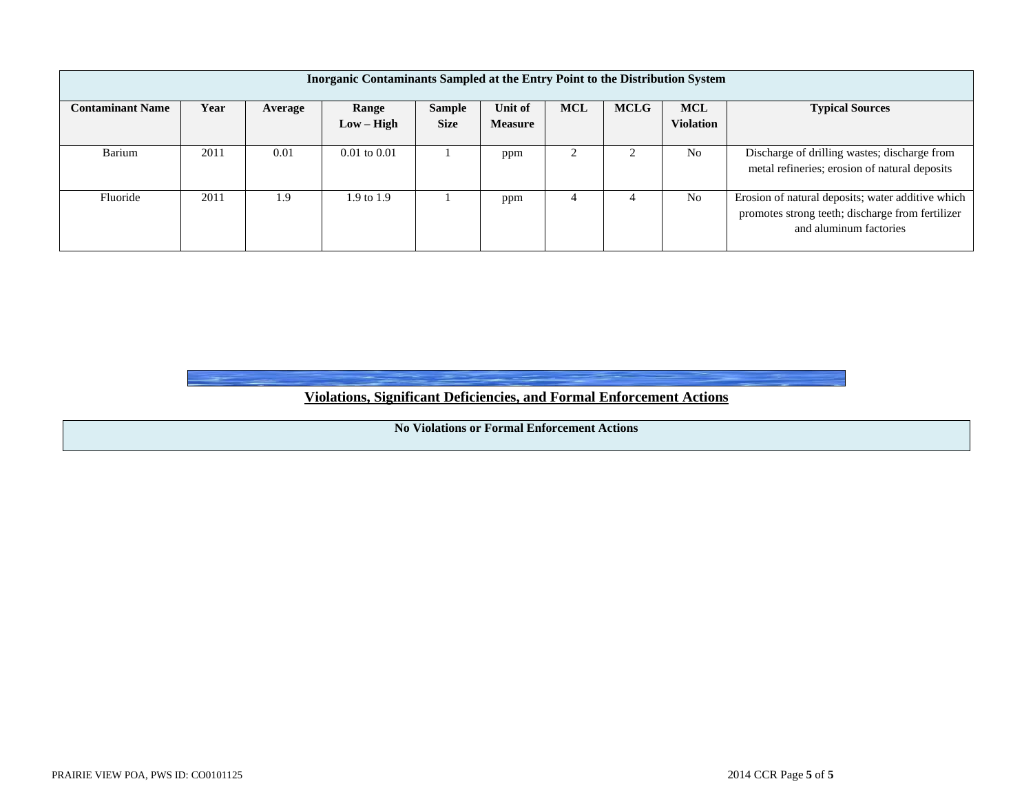| Inorganic Contaminants Sampled at the Entry Point to the Distribution System | | | | | | | | | |
|---|---|---|---|---|---|---|---|---|---|
| **Contaminant Name** | **Year** | **Average** | **Range Low – High** | **Sample Size** | **Unit of Measure** | **MCL** | **MCLG** | **MCL Violation** | **Typical Sources** |
| Barium | 2011 | 0.01 | 0.01 to 0.01 | 1 | ppm | 2 | 2 | No | Discharge of drilling wastes; discharge from metal refineries; erosion of natural deposits |
| Fluoride | 2011 | 1.9 | 1.9 to 1.9 | 1 | ppm | 4 | 4 | No | Erosion of natural deposits; water additive which promotes strong teeth; discharge from fertilizer and aluminum factories |

## Violations, Significant Deficiencies, and Formal Enforcement Actions

**No Violations or Formal Enforcement Actions**